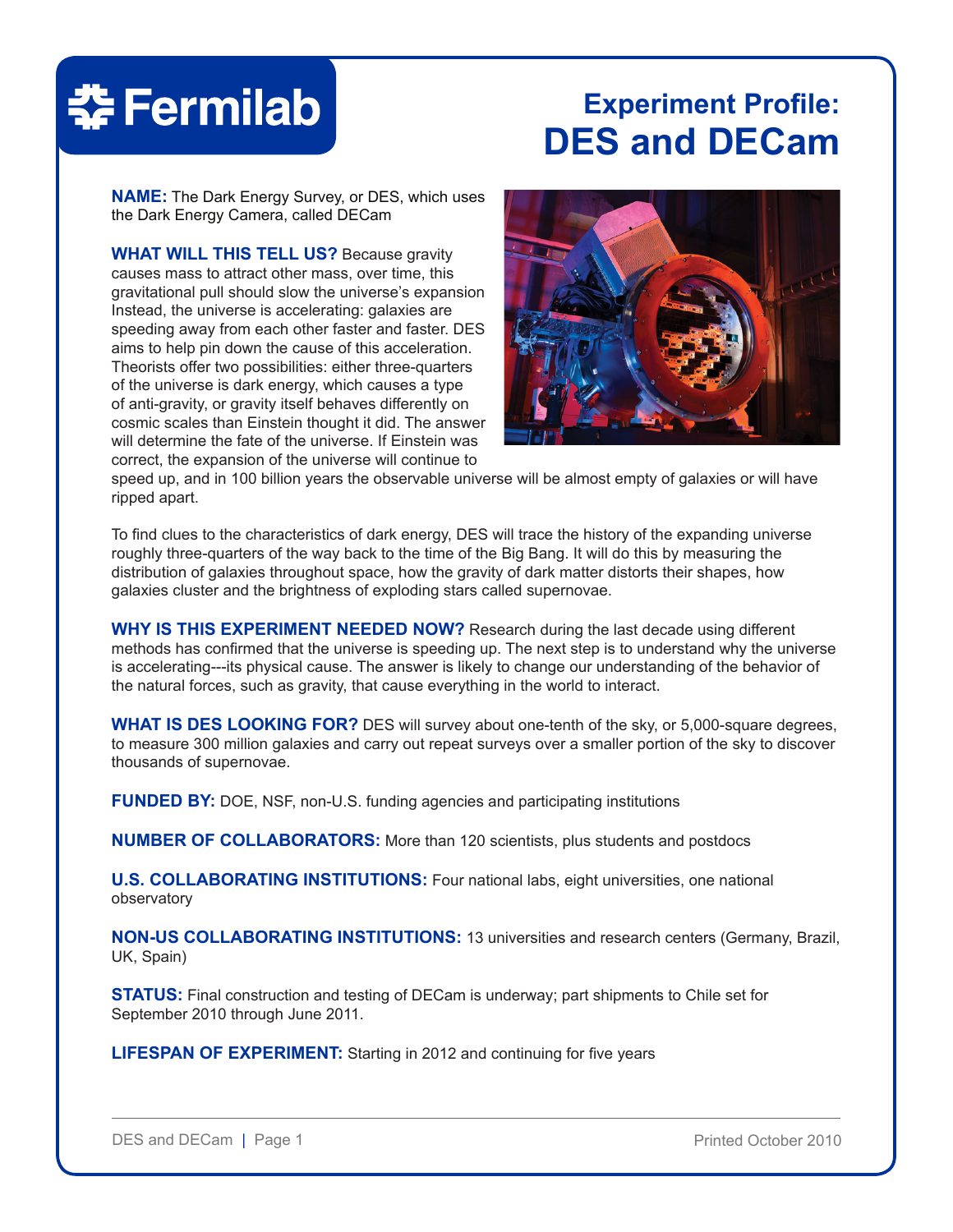# Fermilab

# Experiment Profile: DES and DECam

**NAME:** The Dark Energy Survey, or DES, which uses the Dark Energy Camera, called DECam

**WHAT WILL THIS TELL US?** Because gravity causes mass to attract other mass, over time, this gravitational pull should slow the universe's expansion Instead, the universe is accelerating: galaxies are speeding away from each other faster and faster. DES aims to help pin down the cause of this acceleration. Theorists offer two possibilities: either three-quarters of the universe is dark energy, which causes a type of anti-gravity, or gravity itself behaves differently on cosmic scales than Einstein thought it did. The answer will determine the fate of the universe. If Einstein was correct, the expansion of the universe will continue to speed up, and in 100 billion years the observable universe will be almost empty of galaxies or will have ripped apart.

To find clues to the characteristics of dark energy, DES will trace the history of the expanding universe roughly three-quarters of the way back to the time of the Big Bang. It will do this by measuring the distribution of galaxies throughout space, how the gravity of dark matter distorts their shapes, how galaxies cluster and the brightness of exploding stars called supernovae.

**WHY IS THIS EXPERIMENT NEEDED NOW?** Research during the last decade using different methods has confirmed that the universe is speeding up. The next step is to understand why the universe is accelerating---its physical cause. The answer is likely to change our understanding of the behavior of the natural forces, such as gravity, that cause everything in the world to interact.

**WHAT IS DES LOOKING FOR?** DES will survey about one-tenth of the sky, or 5,000-square degrees, to measure 300 million galaxies and carry out repeat surveys over a smaller portion of the sky to discover thousands of supernovae.

**FUNDED BY:** DOE, NSF, non-U.S. funding agencies and participating institutions

**NUMBER OF COLLABORATORS:** More than 120 scientists, plus students and postdocs

**U.S. COLLABORATING INSTITUTIONS:** Four national labs, eight universities, one national observatory

**NON-US COLLABORATING INSTITUTIONS:** 13 universities and research centers (Germany, Brazil, UK, Spain)

**STATUS:** Final construction and testing of DECam is underway; part shipments to Chile set for September 2010 through June 2011.

**LIFESPAN OF EXPERIMENT:** Starting in 2012 and continuing for five years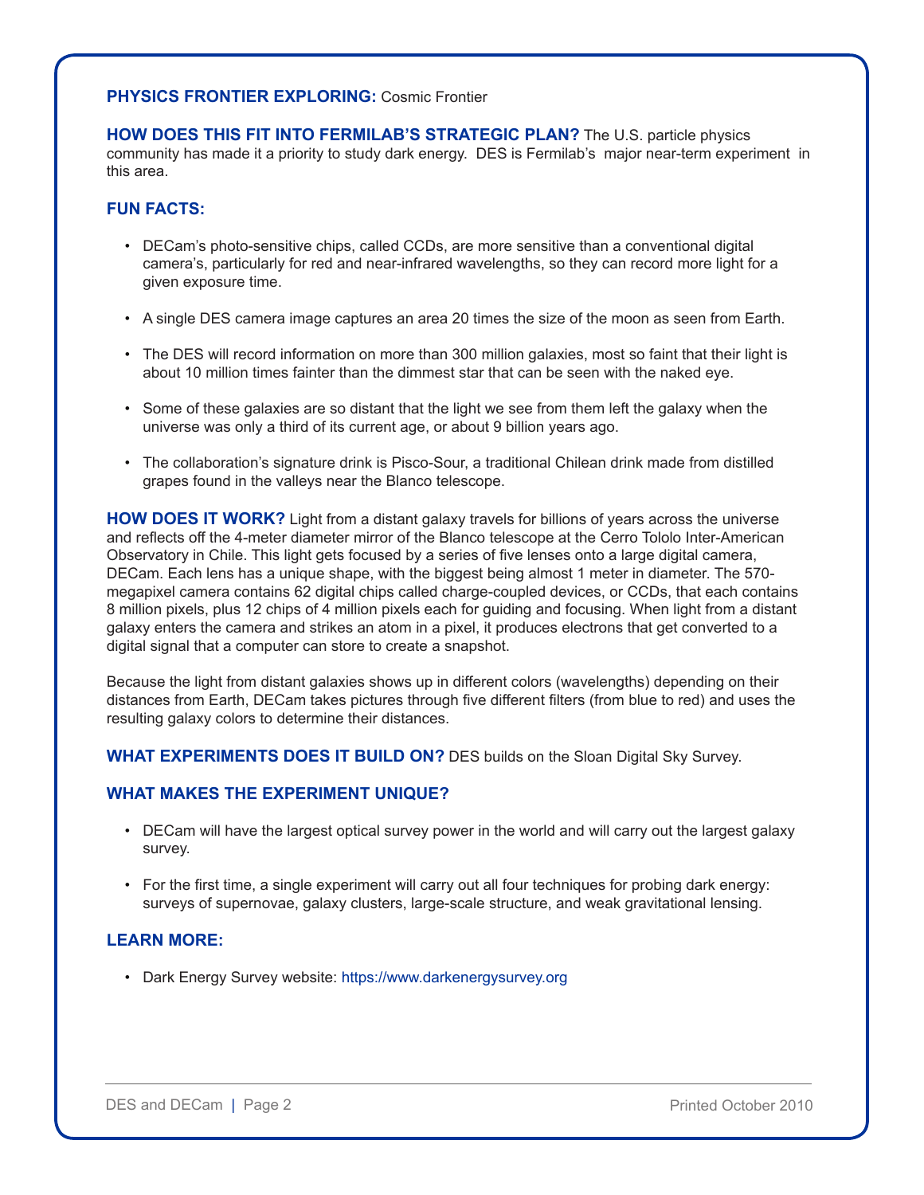**PHYSICS FRONTIER EXPLORING:** Cosmic Frontier

**HOW DOES THIS FIT INTO FERMILAB'S STRATEGIC PLAN?** The U.S. particle physics community has made it a priority to study dark energy. DES is Fermilab's major near-term experiment in this area.

## FUN FACTS:

- DECam's photo-sensitive chips, called CCDs, are more sensitive than a conventional digital camera's, particularly for red and near-infrared wavelengths, so they can record more light for a given exposure time.
- A single DES camera image captures an area 20 times the size of the moon as seen from Earth.
- The DES will record information on more than 300 million galaxies, most so faint that their light is about 10 million times fainter than the dimmest star that can be seen with the naked eye.
- Some of these galaxies are so distant that the light we see from them left the galaxy when the universe was only a third of its current age, or about 9 billion years ago.
- The collaboration's signature drink is Pisco-Sour, a traditional Chilean drink made from distilled grapes found in the valleys near the Blanco telescope.

**HOW DOES IT WORK?** Light from a distant galaxy travels for billions of years across the universe and reflects off the 4-meter diameter mirror of the Blanco telescope at the Cerro Tololo Inter-American Observatory in Chile. This light gets focused by a series of five lenses onto a large digital camera, DECam. Each lens has a unique shape, with the biggest being almost 1 meter in diameter. The 570-megapixel camera contains 62 digital chips called charge-coupled devices, or CCDs, that each contains 8 million pixels, plus 12 chips of 4 million pixels each for guiding and focusing. When light from a distant galaxy enters the camera and strikes an atom in a pixel, it produces electrons that get converted to a digital signal that a computer can store to create a snapshot.

Because the light from distant galaxies shows up in different colors (wavelengths) depending on their distances from Earth, DECam takes pictures through five different filters (from blue to red) and uses the resulting galaxy colors to determine their distances.

**WHAT EXPERIMENTS DOES IT BUILD ON?** DES builds on the Sloan Digital Sky Survey.

## WHAT MAKES THE EXPERIMENT UNIQUE?

- DECam will have the largest optical survey power in the world and will carry out the largest galaxy survey.
- For the first time, a single experiment will carry out all four techniques for probing dark energy: surveys of supernovae, galaxy clusters, large-scale structure, and weak gravitational lensing.

## LEARN MORE:

- Dark Energy Survey website: https://www.darkenergysurvey.org

Printed October 2010